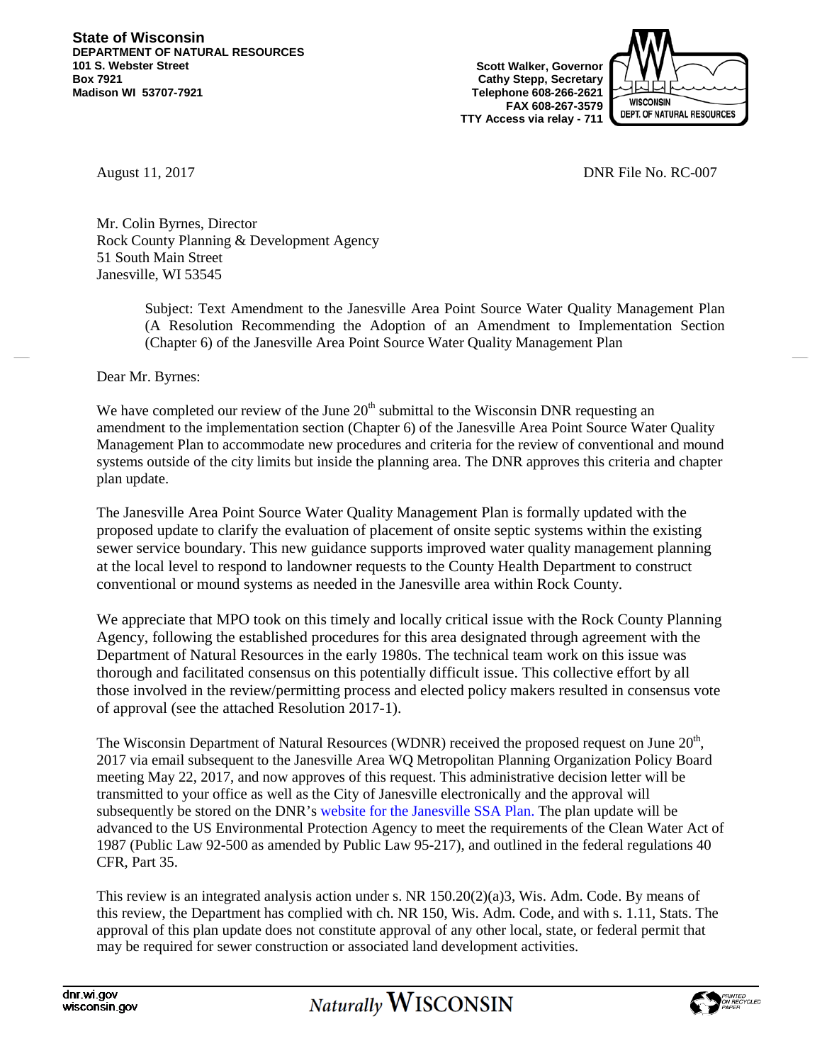**State of Wisconsin**
**DEPARTMENT OF NATURAL RESOURCES**
**101 S. Webster Street**
**Box 7921**
**Madison WI 53707-7921**

**Scott Walker, Governor**
**Cathy Stepp, Secretary**
**Telephone 608-266-2621**
**FAX 608-267-3579**
**TTY Access via relay - 711**

August 11, 2017 DNR File No. RC-007

Mr. Colin Byrnes, Director
Rock County Planning & Development Agency
51 South Main Street
Janesville, WI 53545

Subject: Text Amendment to the Janesville Area Point Source Water Quality Management Plan (A Resolution Recommending the Adoption of an Amendment to Implementation Section (Chapter 6) of the Janesville Area Point Source Water Quality Management Plan

Dear Mr. Byrnes:

We have completed our review of the June 20th submittal to the Wisconsin DNR requesting an amendment to the implementation section (Chapter 6) of the Janesville Area Point Source Water Quality Management Plan to accommodate new procedures and criteria for the review of conventional and mound systems outside of the city limits but inside the planning area. The DNR approves this criteria and chapter plan update.

The Janesville Area Point Source Water Quality Management Plan is formally updated with the proposed update to clarify the evaluation of placement of onsite septic systems within the existing sewer service boundary. This new guidance supports improved water quality management planning at the local level to respond to landowner requests to the County Health Department to construct conventional or mound systems as needed in the Janesville area within Rock County.

We appreciate that MPO took on this timely and locally critical issue with the Rock County Planning Agency, following the established procedures for this area designated through agreement with the Department of Natural Resources in the early 1980s. The technical team work on this issue was thorough and facilitated consensus on this potentially difficult issue. This collective effort by all those involved in the review/permitting process and elected policy makers resulted in consensus vote of approval (see the attached Resolution 2017-1).

The Wisconsin Department of Natural Resources (WDNR) received the proposed request on June 20th, 2017 via email subsequent to the Janesville Area WQ Metropolitan Planning Organization Policy Board meeting May 22, 2017, and now approves of this request. This administrative decision letter will be transmitted to your office as well as the City of Janesville electronically and the approval will subsequently be stored on the DNR's website for the Janesville SSA Plan. The plan update will be advanced to the US Environmental Protection Agency to meet the requirements of the Clean Water Act of 1987 (Public Law 92-500 as amended by Public Law 95-217), and outlined in the federal regulations 40 CFR, Part 35.

This review is an integrated analysis action under s. NR 150.20(2)(a)3, Wis. Adm. Code. By means of this review, the Department has complied with ch. NR 150, Wis. Adm. Code, and with s. 1.11, Stats. The approval of this plan update does not constitute approval of any other local, state, or federal permit that may be required for sewer construction or associated land development activities.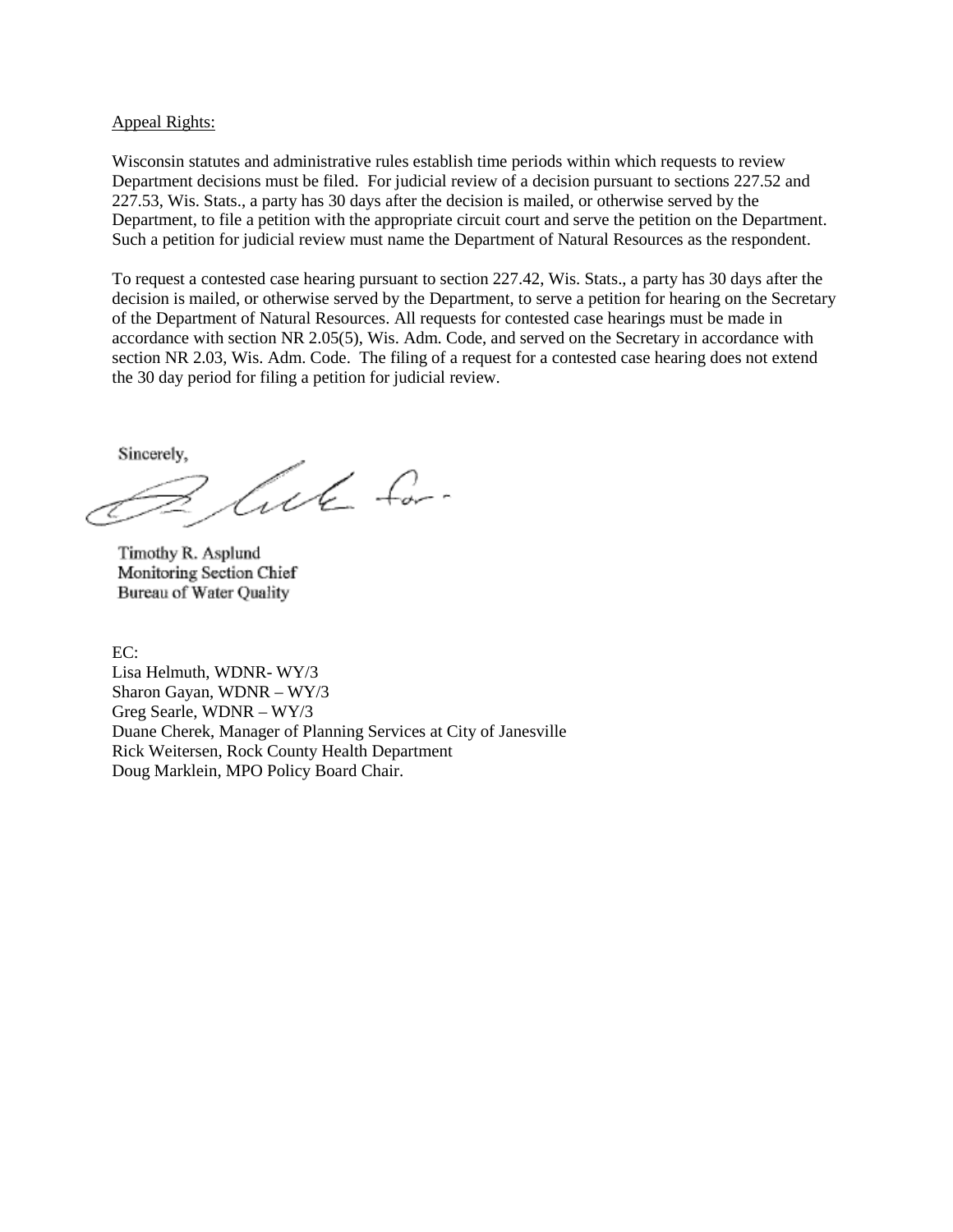<u>Appeal Rights:</u>

Wisconsin statutes and administrative rules establish time periods within which requests to review Department decisions must be filed. For judicial review of a decision pursuant to sections 227.52 and 227.53, Wis. Stats., a party has 30 days after the decision is mailed, or otherwise served by the Department, to file a petition with the appropriate circuit court and serve the petition on the Department. Such a petition for judicial review must name the Department of Natural Resources as the respondent.

To request a contested case hearing pursuant to section 227.42, Wis. Stats., a party has 30 days after the decision is mailed, or otherwise served by the Department, to serve a petition for hearing on the Secretary of the Department of Natural Resources. All requests for contested case hearings must be made in accordance with section NR 2.05(5), Wis. Adm. Code, and served on the Secretary in accordance with section NR 2.03, Wis. Adm. Code. The filing of a request for a contested case hearing does not extend the 30 day period for filing a petition for judicial review.

Sincerely,

Timothy R. Asplund
Monitoring Section Chief
Bureau of Water Quality

EC:
Lisa Helmuth, WDNR- WY/3
Sharon Gayan, WDNR – WY/3
Greg Searle, WDNR – WY/3
Duane Cherek, Manager of Planning Services at City of Janesville
Rick Weitersen, Rock County Health Department
Doug Marklein, MPO Policy Board Chair.